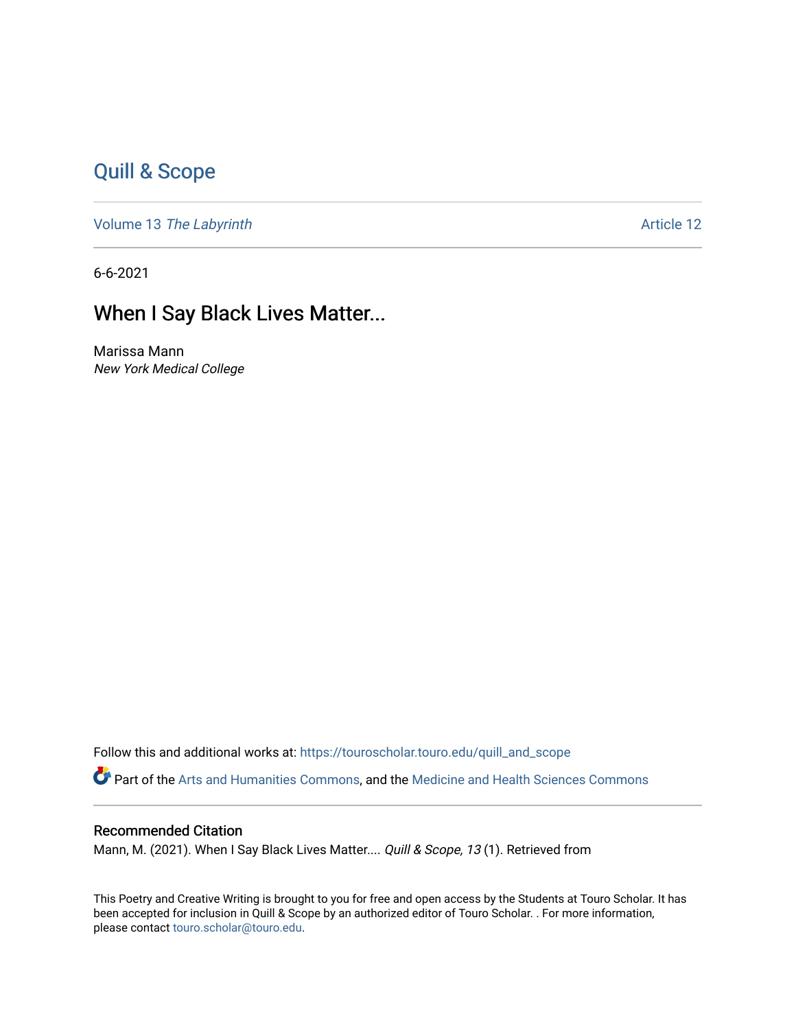Quill & Scope

Volume 13 *The Labyrinth*

Article 12

6-6-2021

# When I Say Black Lives Matter...

Marissa Mann
*New York Medical College*

Follow this and additional works at: https://touroscholar.touro.edu/quill_and_scope

Part of the Arts and Humanities Commons, and the Medicine and Health Sciences Commons

## Recommended Citation

Mann, M. (2021). When I Say Black Lives Matter.... *Quill & Scope, 13* (1). Retrieved from

This Poetry and Creative Writing is brought to you for free and open access by the Students at Touro Scholar. It has been accepted for inclusion in Quill & Scope by an authorized editor of Touro Scholar. . For more information, please contact touro.scholar@touro.edu.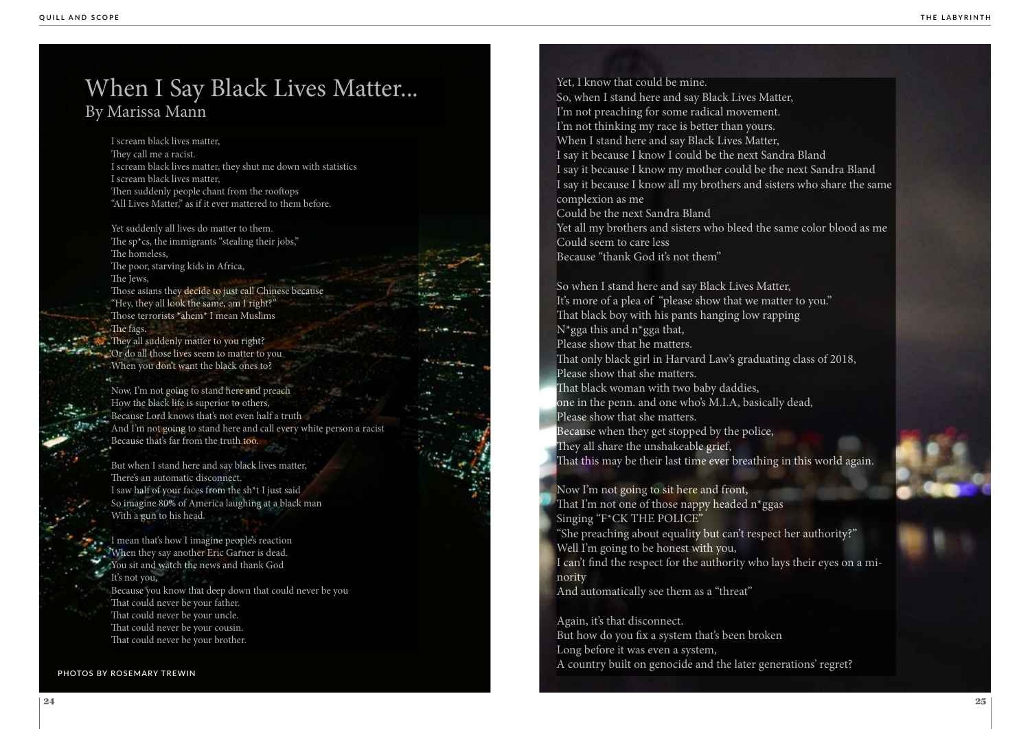# When I Say Black Lives Matter...

By Marissa Mann

I scream black lives matter,
They call me a racist.
I scream black lives matter, they shut me down with statistics
I scream black lives matter,
Then suddenly people chant from the rooftops
"All Lives Matter," as if it ever mattered to them before.

Yet suddenly all lives do matter to them.
The sp*cs, the immigrants "stealing their jobs,"
The homeless,
The poor, starving kids in Africa,
The Jews,
Those asians they decide to just call Chinese because
"Hey, they all look the same, am I right?"
Those terrorists *ahem* I mean Muslims
The fags.
They all suddenly matter to you right?
Or do all those lives seem to matter to you
When you don't want the black ones to?

Now, I'm not going to stand here and preach
How the black life is superior to others,
Because Lord knows that's not even half a truth
And I'm not going to stand here and call every white person a racist
Because that's far from the truth too.

But when I stand here and say black lives matter,
There's an automatic disconnect.
I saw half of your faces from the sh*t I just said
So imagine 80% of America laughing at a black man
With a gun to his head.

I mean that's how I imagine people's reaction
When they say another Eric Garner is dead.
You sit and watch the news and thank God
It's not you,
Because you know that deep down that could never be you
That could never be your father.
That could never be your uncle.
That could never be your cousin.
That could never be your brother.

PHOTOS BY ROSEMARY TREWIN

Yet, I know that could be mine.
So, when I stand here and say Black Lives Matter,
I'm not preaching for some radical movement.
I'm not thinking my race is better than yours.
When I stand here and say Black Lives Matter,
I say it because I know I could be the next Sandra Bland
I say it because I know my mother could be the next Sandra Bland
I say it because I know all my brothers and sisters who share the same complexion as me
Could be the next Sandra Bland
Yet all my brothers and sisters who bleed the same color blood as me
Could seem to care less
Because "thank God it's not them"

So when I stand here and say Black Lives Matter,
It's more of a plea of "please show that we matter to you."
That black boy with his pants hanging low rapping
N*gga this and n*gga that,
Please show that he matters.
That only black girl in Harvard Law's graduating class of 2018,
Please show that she matters.
That black woman with two baby daddies,
one in the penn. and one who's M.I.A, basically dead,
Please show that she matters.
Because when they get stopped by the police,
They all share the unshakeable grief,
That this may be their last time ever breathing in this world again.

Now I'm not going to sit here and front,
That I'm not one of those nappy headed n*ggas
Singing "F*CK THE POLICE"
"She preaching about equality but can't respect her authority?"
Well I'm going to be honest with you,
I can't find the respect for the authority who lays their eyes on a minority
And automatically see them as a "threat"

Again, it's that disconnect.
But how do you fix a system that's been broken
Long before it was even a system,
A country built on genocide and the later generations' regret?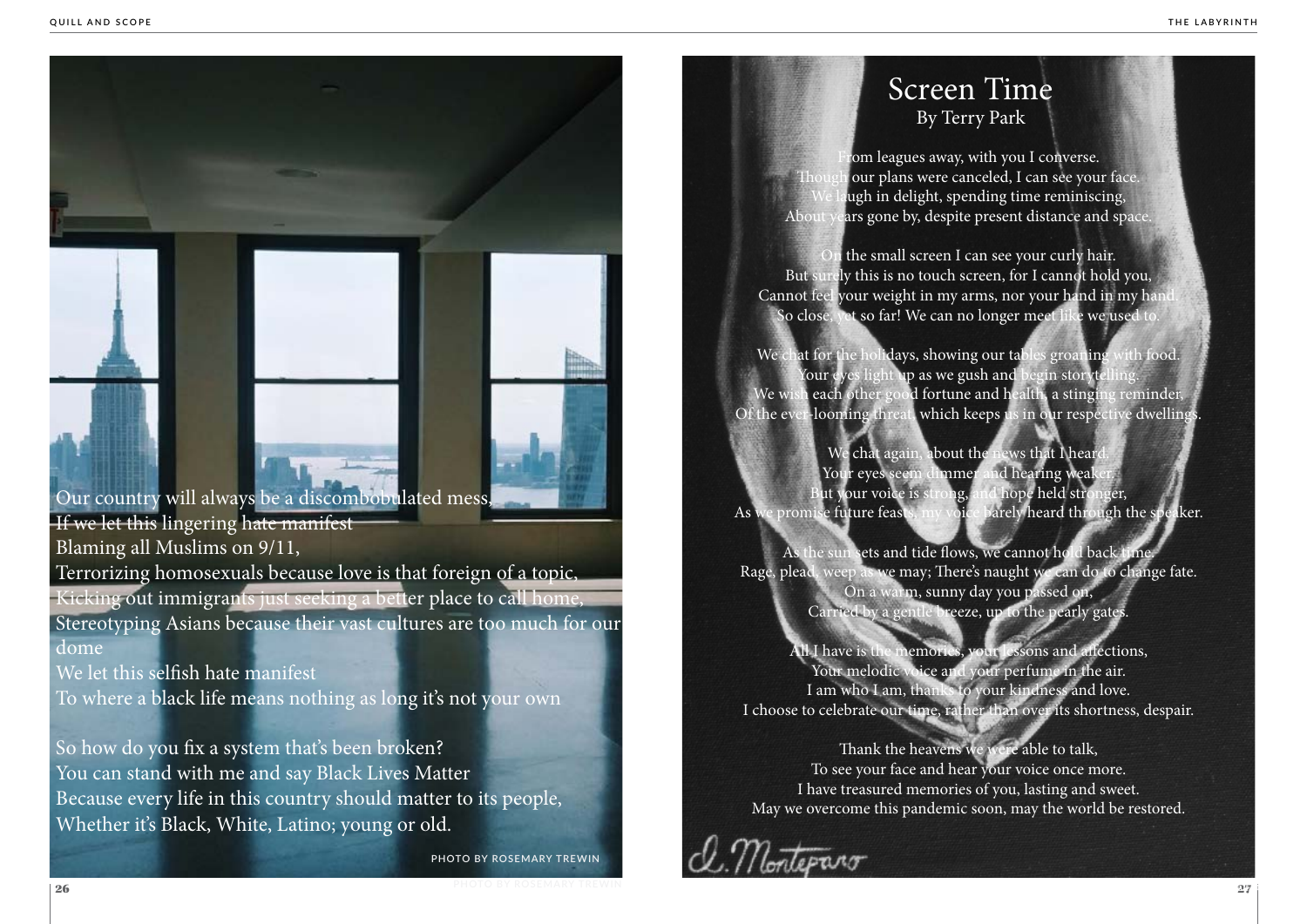Our country will always be a discombobulated mess,
If we let this lingering hate manifest
Blaming all Muslims on 9/11,
Terrorizing homosexuals because love is that foreign of a topic,
Kicking out immigrants just seeking a better place to call home,
Stereotyping Asians because their vast cultures are too much for our dome
We let this selfish hate manifest
To where a black life means nothing as long it's not your own

So how do you fix a system that's been broken?
You can stand with me and say Black Lives Matter
Because every life in this country should matter to its people,
Whether it's Black, White, Latino; young or old.

PHOTO BY ROSEMARY TREWIN

# Screen Time

By Terry Park

From leagues away, with you I converse.
Though our plans were canceled, I can see your face.
We laugh in delight, spending time reminiscing,
About years gone by, despite present distance and space.

On the small screen I can see your curly hair.
But surely this is no touch screen, for I cannot hold you,
Cannot feel your weight in my arms, nor your hand in my hand.
So close, yet so far! We can no longer meet like we used to.

We chat for the holidays, showing our tables groaning with food.
Your eyes light up as we gush and begin storytelling.
We wish each other good fortune and health, a stinging reminder,
Of the ever-looming threat, which keeps us in our respective dwellings.

We chat again, about the news that I heard.
Your eyes seem dimmer and hearing weaker.
But your voice is strong, and hope held stronger,
As we promise future feasts, my voice barely heard through the speaker.

As the sun sets and tide flows, we cannot hold back time.
Rage, plead, weep as we may; There's naught we can do to change fate.
On a warm, sunny day you passed on,
Carried by a gentle breeze, up to the pearly gates.

All I have is the memories, your lessons and affections,
Your melodic voice and your perfume in the air.
I am who I am, thanks to your kindness and love.
I choose to celebrate our time, rather than over its shortness, despair.

Thank the heavens we were able to talk,
To see your face and hear your voice once more.
I have treasured memories of you, lasting and sweet.
May we overcome this pandemic soon, may the world be restored.